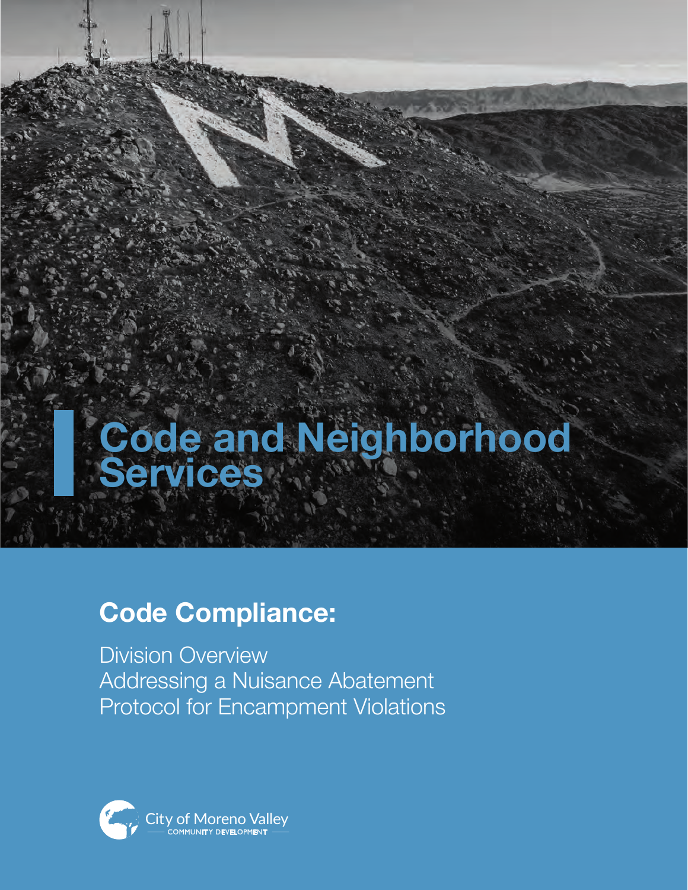# Code and Neighborhood Services

## Code Compliance:

Division Overview
Addressing a Nuisance Abatement
Protocol for Encampment Violations

City of Moreno Valley
COMMUNITY DEVELOPMENT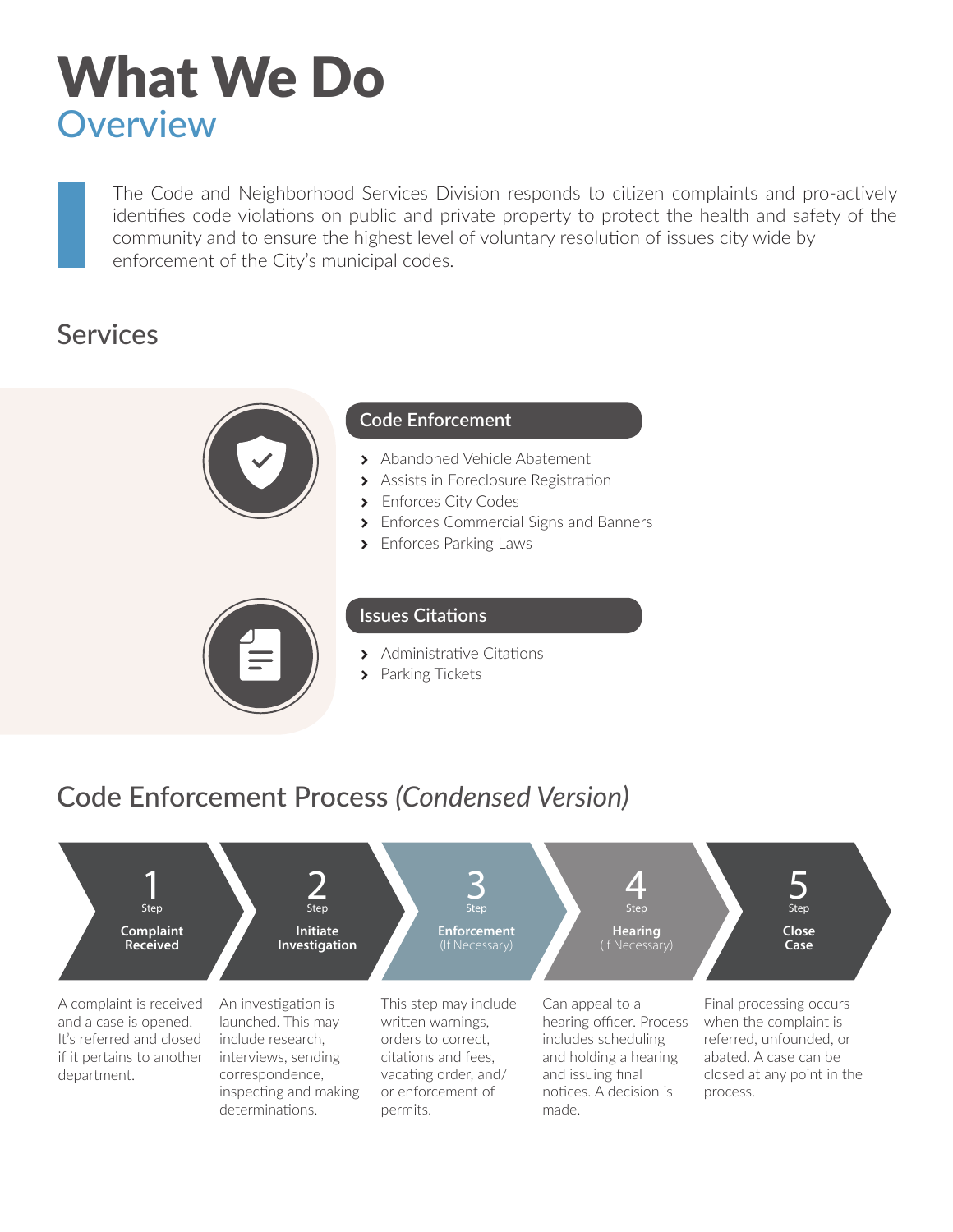# What We Do

## Overview

The Code and Neighborhood Services Division responds to citizen complaints and pro-actively identifies code violations on public and private property to protect the health and safety of the community and to ensure the highest level of voluntary resolution of issues city wide by enforcement of the City's municipal codes.

## Services

### Code Enforcement

- Abandoned Vehicle Abatement
- Assists in Foreclosure Registration
- Enforces City Codes
- Enforces Commercial Signs and Banners
- Enforces Parking Laws

### Issues Citations

- Administrative Citations
- Parking Tickets

## Code Enforcement Process *(Condensed Version)*

**Step 1 – Complaint Received**

A complaint is received and a case is opened. It's referred and closed if it pertains to another department.

**Step 2 – Initiate Investigation**

An investigation is launched. This may include research, interviews, sending correspondence, inspecting and making determinations.

**Step 3 – Enforcement** (If Necessary)

This step may include written warnings, orders to correct, citations and fees, vacating order, and/or enforcement of permits.

**Step 4 – Hearing** (If Necessary)

Can appeal to a hearing officer. Process includes scheduling and holding a hearing and issuing final notices. A decision is made.

**Step 5 – Close Case**

Final processing occurs when the complaint is referred, unfounded, or abated. A case can be closed at any point in the process.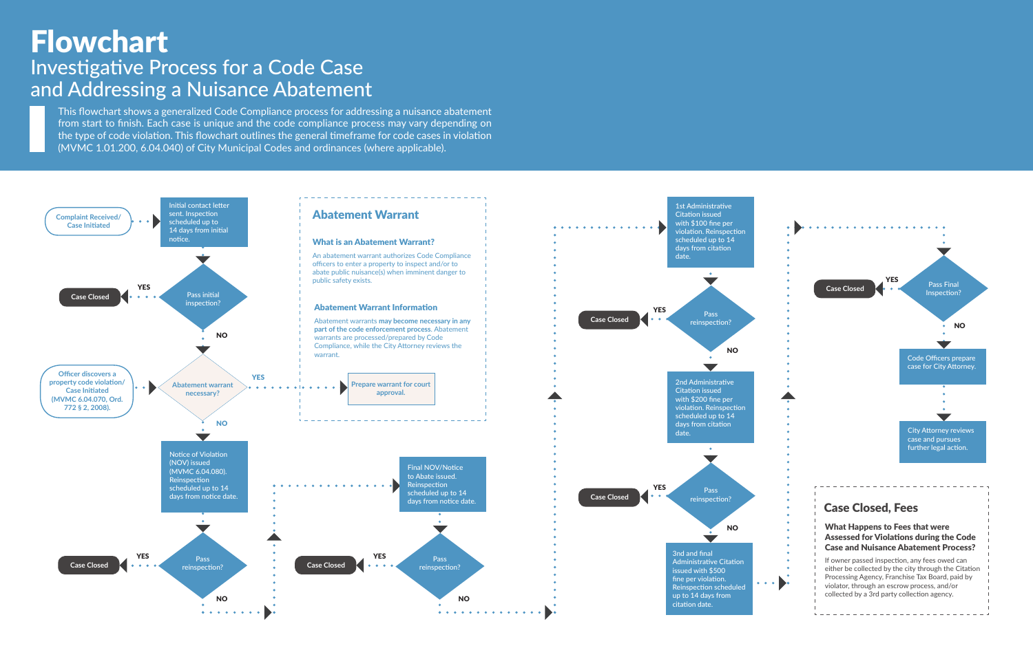# Flowchart

## Investigative Process for a Code Case and Addressing a Nuisance Abatement

This flowchart shows a generalized Code Compliance process for addressing a nuisance abatement from start to finish. Each case is unique and the code compliance process may vary depending on the type of code violation. This flowchart outlines the general timeframe for code cases in violation (MVMC 1.01.200, 6.04.040) of City Municipal Codes and ordinances (where applicable).

Complaint Received/ Case Initiated

Initial contact letter sent. Inspection scheduled up to 14 days from initial notice.

Pass initial inspection?

YES → Case Closed

NO

Officer discovers a property code violation/ Case Initiated (MVMC 6.04.070, Ord. 772 § 2, 2008).

Abatement warrant necessary?

YES → Prepare warrant for court approval.

NO

Notice of Violation (NOV) issued (MVMC 6.04.080). Reinspection scheduled up to 14 days from notice date.

Pass reinspection?

YES → Case Closed

NO

Final NOV/Notice to Abate issued. Reinspection scheduled up to 14 days from notice date.

Pass reinspection?

YES → Case Closed

NO

1st Administrative Citation issued with $100 fine per violation. Reinspection scheduled up to 14 days from citation date.

Pass reinspection?

YES → Case Closed

NO

2nd Administrative Citation issued with $200 fine per violation. Reinspection scheduled up to 14 days from citation date.

Pass reinspection?

YES → Case Closed

NO

3rd and final Administrative Citation issued with $500 fine per violation. Reinspection scheduled up to 14 days from citation date.

Pass Final Inspection?

YES → Case Closed

NO

Code Officers prepare case for City Attorney.

City Attorney reviews case and pursues further legal action.

## Abatement Warrant

### What is an Abatement Warrant?

An abatement warrant authorizes Code Compliance officers to enter a property to inspect and/or to abate public nuisance(s) when imminent danger to public safety exists.

### Abatement Warrant Information

Abatement warrants **may become necessary in any part of the code enforcement process**. Abatement warrants are processed/prepared by Code Compliance, while the City Attorney reviews the warrant.

## Case Closed, Fees

### What Happens to Fees that were Assessed for Violations during the Code Case and Nuisance Abatement Process?

If owner passed inspection, any fees owed can either be collected by the city through the Citation Processing Agency, Franchise Tax Board, paid by violator, through an escrow process, and/or collected by a 3rd party collection agency.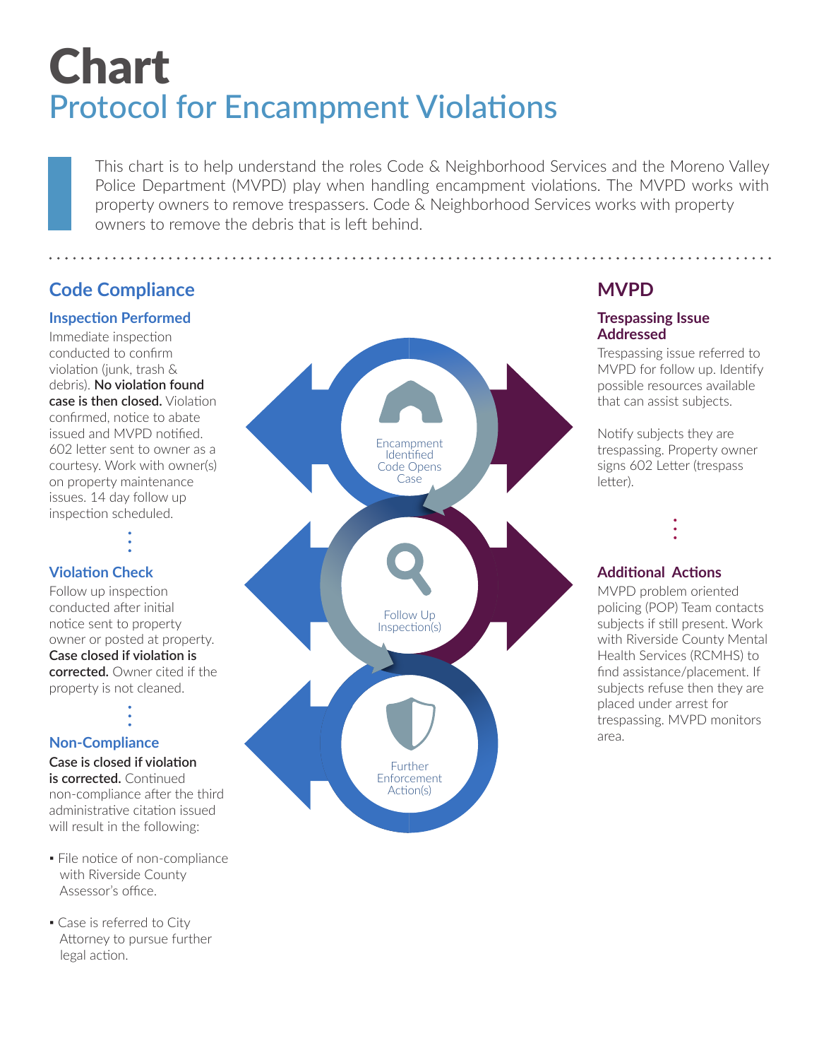# Chart

## Protocol for Encampment Violations

This chart is to help understand the roles Code & Neighborhood Services and the Moreno Valley Police Department (MVPD) play when handling encampment violations. The MVPD works with property owners to remove trespassers. Code & Neighborhood Services works with property owners to remove the debris that is left behind.

## Code Compliance

### Inspection Performed

Immediate inspection conducted to confirm violation (junk, trash & debris). **No violation found case is then closed.** Violation confirmed, notice to abate issued and MVPD notified. 602 letter sent to owner as a courtesy. Work with owner(s) on property maintenance issues. 14 day follow up inspection scheduled.

### Violation Check

Follow up inspection conducted after initial notice sent to property owner or posted at property. **Case closed if violation is corrected.** Owner cited if the property is not cleaned.

### Non-Compliance

**Case is closed if violation is corrected.** Continued non-compliance after the third administrative citation issued will result in the following:

- File notice of non-compliance with Riverside County Assessor's office.
- Case is referred to City Attorney to pursue further legal action.

Encampment Identified Code Opens Case

Follow Up Inspection(s)

Further Enforcement Action(s)

## MVPD

### Trespassing Issue Addressed

Trespassing issue referred to MVPD for follow up. Identify possible resources available that can assist subjects.

Notify subjects they are trespassing. Property owner signs 602 Letter (trespass letter).

### Additional Actions

MVPD problem oriented policing (POP) Team contacts subjects if still present. Work with Riverside County Mental Health Services (RCMHS) to find assistance/placement. If subjects refuse then they are placed under arrest for trespassing. MVPD monitors area.